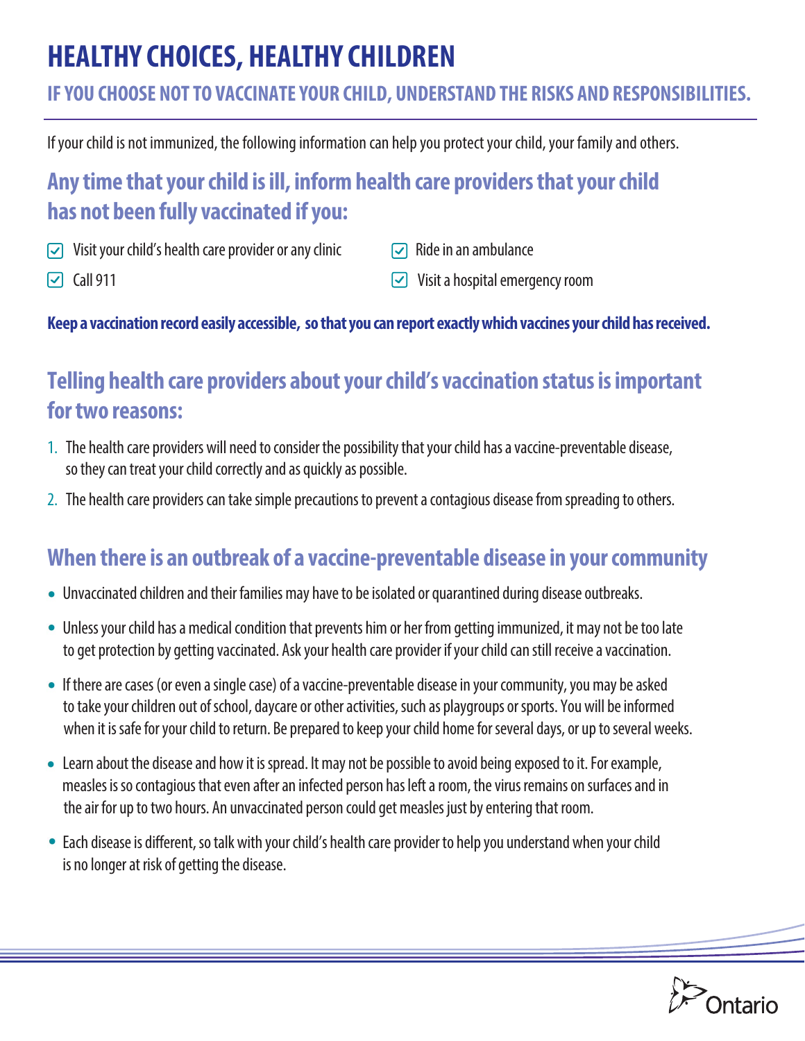# HEALTHY CHOICES, HEALTHY CHILDREN

## IF YOU CHOOSE NOT TO VACCINATE YOUR CHILD, UNDERSTAND THE RISKS AND RESPONSIBILITIES.

If your child is not immunized, the following information can help you protect your child, your family and others.

## Any time that your child is ill, inform health care providers that your child has not been fully vaccinated if you:

- ☑ Visit your child's health care provider or any clinic
- ☑ Call 911
- ☑ Ride in an ambulance
- ☑ Visit a hospital emergency room

**Keep a vaccination record easily accessible, so that you can report exactly which vaccines your child has received.**

## Telling health care providers about your child's vaccination status is important for two reasons:

1. The health care providers will need to consider the possibility that your child has a vaccine-preventable disease, so they can treat your child correctly and as quickly as possible.
2. The health care providers can take simple precautions to prevent a contagious disease from spreading to others.

## When there is an outbreak of a vaccine-preventable disease in your community

- Unvaccinated children and their families may have to be isolated or quarantined during disease outbreaks.
- Unless your child has a medical condition that prevents him or her from getting immunized, it may not be too late to get protection by getting vaccinated. Ask your health care provider if your child can still receive a vaccination.
- If there are cases (or even a single case) of a vaccine-preventable disease in your community, you may be asked to take your children out of school, daycare or other activities, such as playgroups or sports. You will be informed when it is safe for your child to return. Be prepared to keep your child home for several days, or up to several weeks.
- Learn about the disease and how it is spread. It may not be possible to avoid being exposed to it. For example, measles is so contagious that even after an infected person has left a room, the virus remains on surfaces and in the air for up to two hours. An unvaccinated person could get measles just by entering that room.
- Each disease is different, so talk with your child's health care provider to help you understand when your child is no longer at risk of getting the disease.

Ontario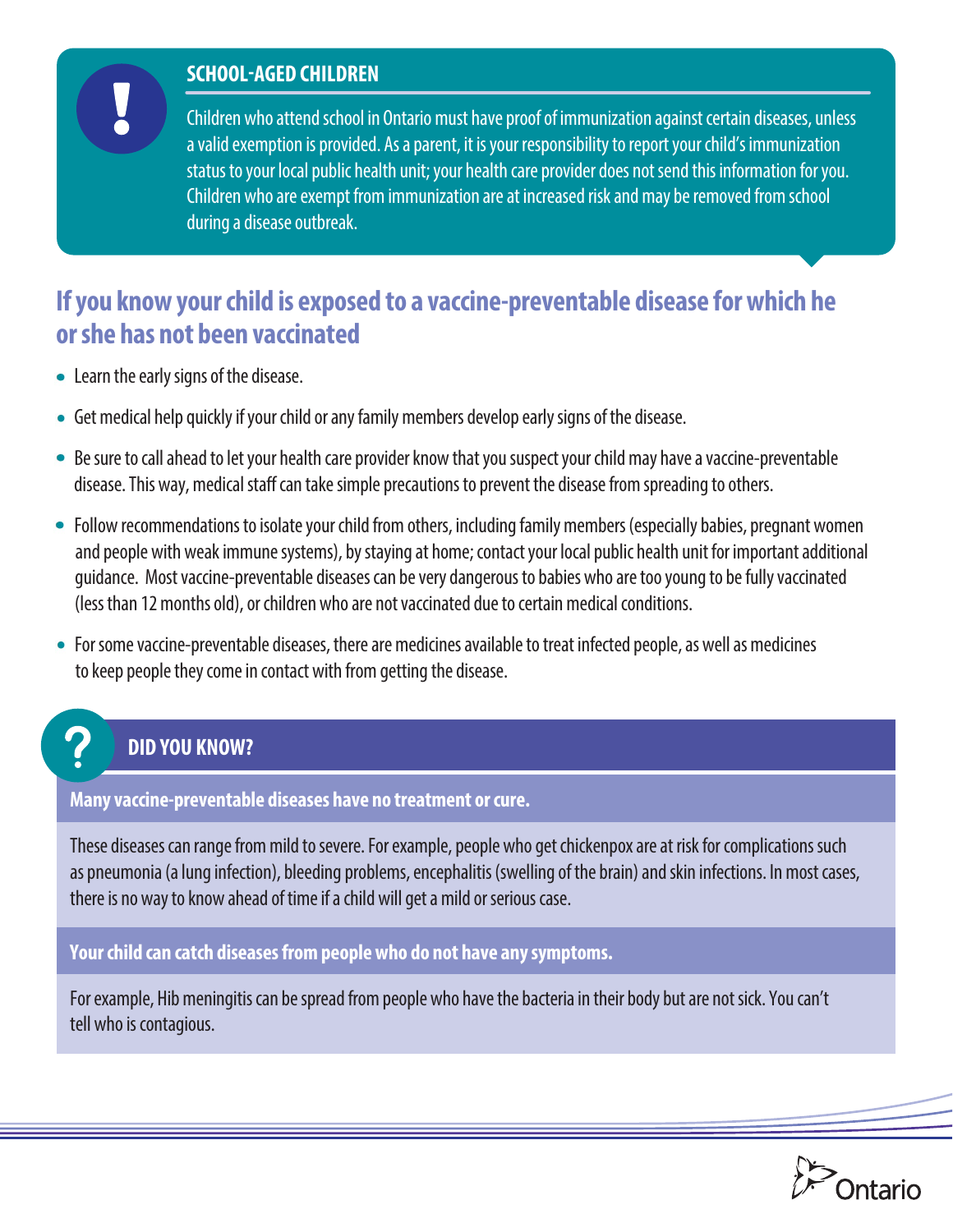## SCHOOL-AGED CHILDREN

Children who attend school in Ontario must have proof of immunization against certain diseases, unless a valid exemption is provided. As a parent, it is your responsibility to report your child's immunization status to your local public health unit; your health care provider does not send this information for you. Children who are exempt from immunization are at increased risk and may be removed from school during a disease outbreak.

## If you know your child is exposed to a vaccine-preventable disease for which he or she has not been vaccinated

- Learn the early signs of the disease.
- Get medical help quickly if your child or any family members develop early signs of the disease.
- Be sure to call ahead to let your health care provider know that you suspect your child may have a vaccine-preventable disease. This way, medical staff can take simple precautions to prevent the disease from spreading to others.
- Follow recommendations to isolate your child from others, including family members (especially babies, pregnant women and people with weak immune systems), by staying at home; contact your local public health unit for important additional guidance. Most vaccine-preventable diseases can be very dangerous to babies who are too young to be fully vaccinated (less than 12 months old), or children who are not vaccinated due to certain medical conditions.
- For some vaccine-preventable diseases, there are medicines available to treat infected people, as well as medicines to keep people they come in contact with from getting the disease.

## DID YOU KNOW?

**Many vaccine-preventable diseases have no treatment or cure.**

These diseases can range from mild to severe. For example, people who get chickenpox are at risk for complications such as pneumonia (a lung infection), bleeding problems, encephalitis (swelling of the brain) and skin infections. In most cases, there is no way to know ahead of time if a child will get a mild or serious case.

**Your child can catch diseases from people who do not have any symptoms.**

For example, Hib meningitis can be spread from people who have the bacteria in their body but are not sick. You can't tell who is contagious.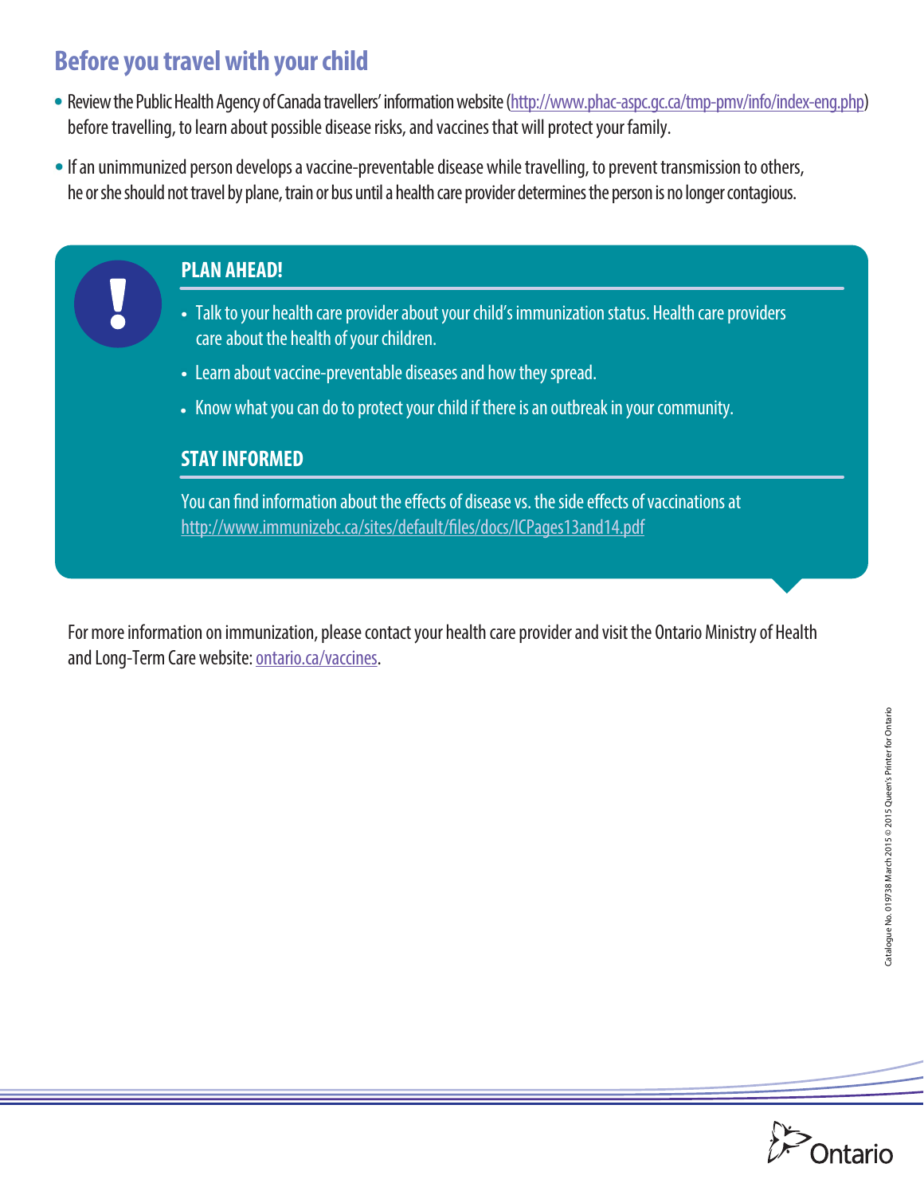## Before you travel with your child

- Review the Public Health Agency of Canada travellers' information website (http://www.phac-aspc.gc.ca/tmp-pmv/info/index-eng.php) before travelling, to learn about possible disease risks, and vaccines that will protect your family.
- If an unimmunized person develops a vaccine-preventable disease while travelling, to prevent transmission to others, he or she should not travel by plane, train or bus until a health care provider determines the person is no longer contagious.

### PLAN AHEAD!

- Talk to your health care provider about your child's immunization status. Health care providers care about the health of your children.
- Learn about vaccine-preventable diseases and how they spread.
- Know what you can do to protect your child if there is an outbreak in your community.

### STAY INFORMED

You can find information about the effects of disease vs. the side effects of vaccinations at http://www.immunizebc.ca/sites/default/files/docs/ICPages13and14.pdf

For more information on immunization, please contact your health care provider and visit the Ontario Ministry of Health and Long-Term Care website: ontario.ca/vaccines.

Catalogue No. 019738 March 2015 © 2015 Queen's Printer for Ontario

Ontario